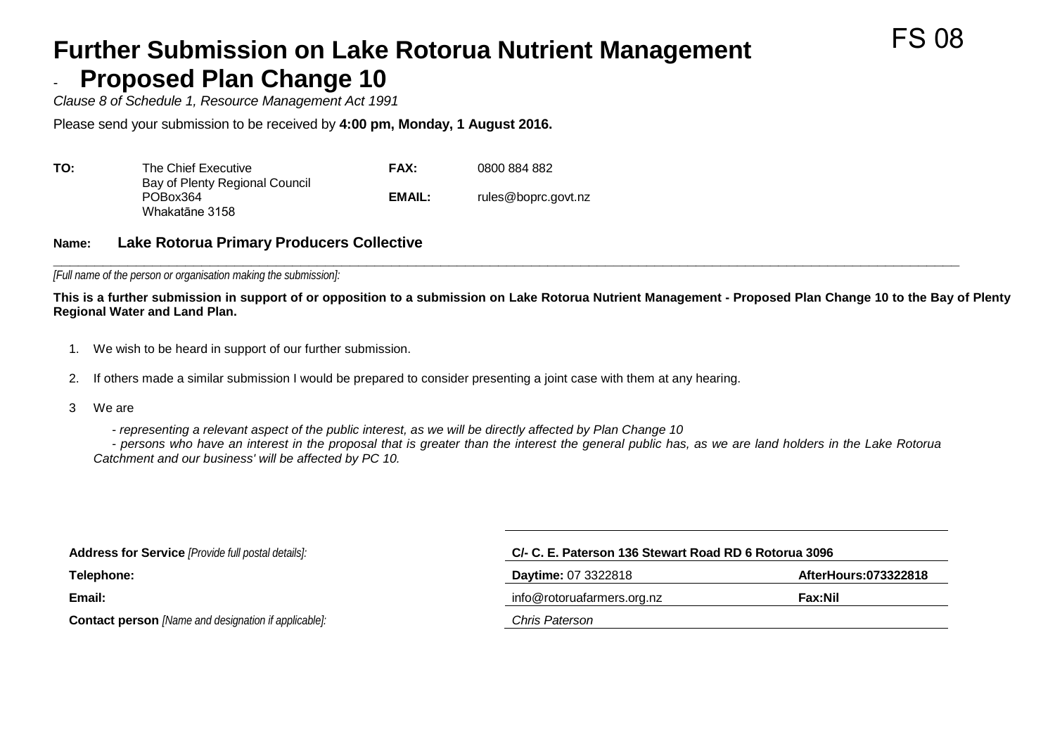FS 08

# Further Submission on Lake Rotorua Nutrient Management - Proposed Plan Change 10

*Clause 8 of Schedule 1, Resource Management Act 1991*

Please send your submission to be received by **4:00 pm, Monday, 1 August 2016.**

| | | | |
|---|---|---|---|
| **TO:** | The Chief Executive<br>Bay of Plenty Regional Council<br>POBox364<br>Whakatāne 3158 | **FAX:**<br><br>**EMAIL:** | 0800 884 882<br><br>rules@boprc.govt.nz |

**Name:** **Lake Rotorua Primary Producers Collective**

*[Full name of the person or organisation making the submission]:*

**This is a further submission in support of or opposition to a submission on Lake Rotorua Nutrient Management - Proposed Plan Change 10 to the Bay of Plenty Regional Water and Land Plan.**

1. We wish to be heard in support of our further submission.

2. If others made a similar submission I would be prepared to consider presenting a joint case with them at any hearing.

3. We are

   *- representing a relevant aspect of the public interest, as we will be directly affected by Plan Change 10*

   *- persons who have an interest in the proposal that is greater than the interest the general public has, as we are land holders in the Lake Rotorua Catchment and our business' will be affected by PC 10.*

| | | |
|---|---|---|
| **Address for Service** *[Provide full postal details]:* | **C/- C. E. Paterson 136 Stewart Road RD 6 Rotorua 3096** | |
| **Telephone:** | **Daytime:** 07 3322818 | **AfterHours:073322818** |
| **Email:** | info@rotoruafarmers.org.nz | **Fax:Nil** |
| **Contact person** *[Name and designation if applicable]:* | *Chris Paterson* | |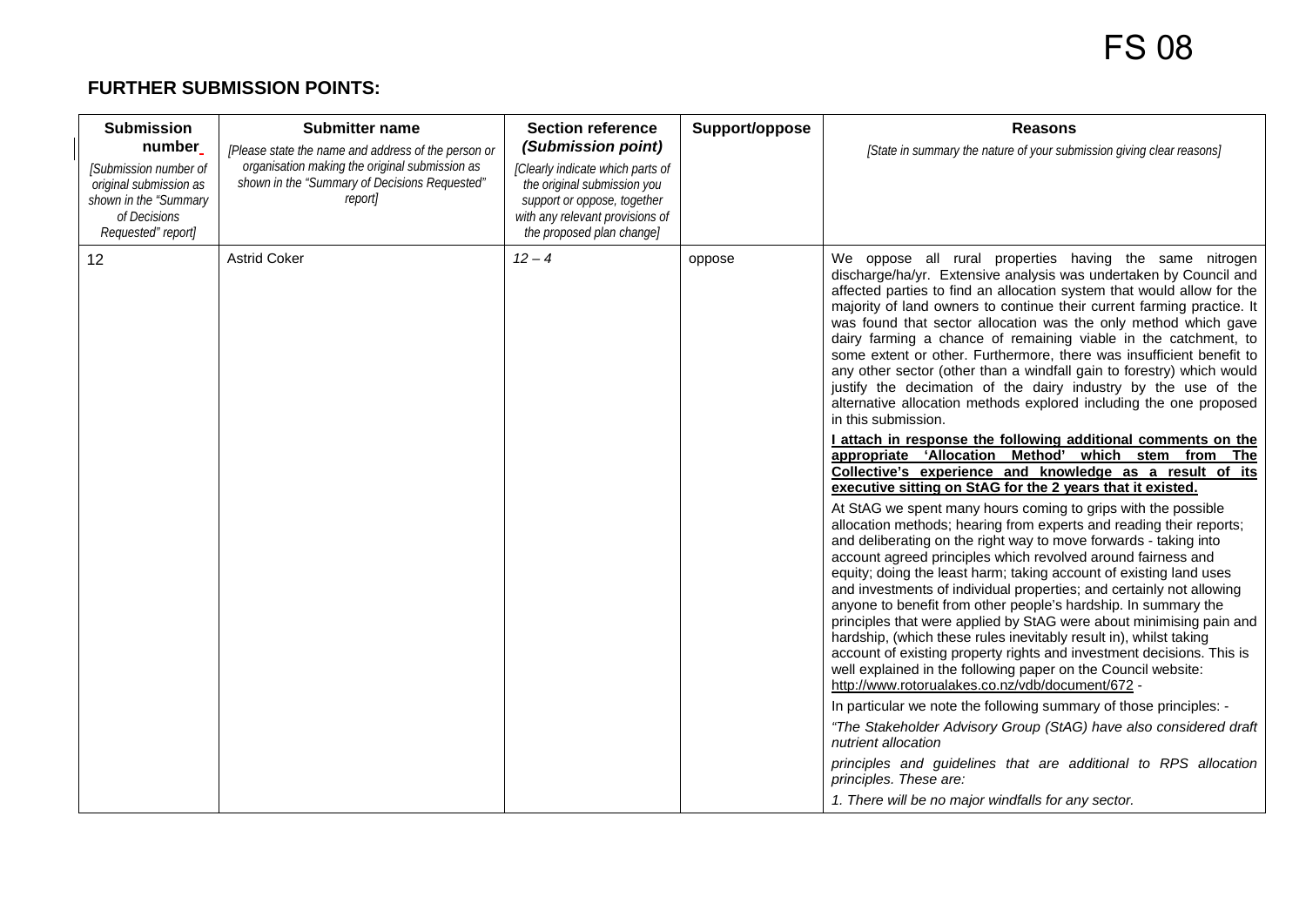# FS 08

## FURTHER SUBMISSION POINTS:

| Submission number [Submission number of original submission as shown in the "Summary of Decisions Requested" report] | Submitter name [Please state the name and address of the person or organisation making the original submission as shown in the "Summary of Decisions Requested" report] | Section reference *(Submission point)* [Clearly indicate which parts of the original submission you support or oppose, together with any relevant provisions of the proposed plan change] | Support/oppose | Reasons [State in summary the nature of your submission giving clear reasons] |
|---|---|---|---|---|
| 12 | Astrid Coker | *12 – 4* | oppose | We oppose all rural properties having the same nitrogen discharge/ha/yr. Extensive analysis was undertaken by Council and affected parties to find an allocation system that would allow for the majority of land owners to continue their current farming practice. It was found that sector allocation was the only method which gave dairy farming a chance of remaining viable in the catchment, to some extent or other. Furthermore, there was insufficient benefit to any other sector (other than a windfall gain to forestry) which would justify the decimation of the dairy industry by the use of the alternative allocation methods explored including the one proposed in this submission.<br><br>**I attach in response the following additional comments on the appropriate 'Allocation Method' which stem from The Collective's experience and knowledge as a result of its executive sitting on StAG for the 2 years that it existed.**<br><br>At StAG we spent many hours coming to grips with the possible allocation methods; hearing from experts and reading their reports; and deliberating on the right way to move forwards - taking into account agreed principles which revolved around fairness and equity; doing the least harm; taking account of existing land uses and investments of individual properties; and certainly not allowing anyone to benefit from other people's hardship. In summary the principles that were applied by StAG were about minimising pain and hardship, (which these rules inevitably result in), whilst taking account of existing property rights and investment decisions. This is well explained in the following paper on the Council website: http://www.rotorualakes.co.nz/vdb/document/672 -<br><br>In particular we note the following summary of those principles: -<br><br>*"The Stakeholder Advisory Group (StAG) have also considered draft nutrient allocation*<br><br>*principles and guidelines that are additional to RPS allocation principles. These are:*<br><br>*1. There will be no major windfalls for any sector.* |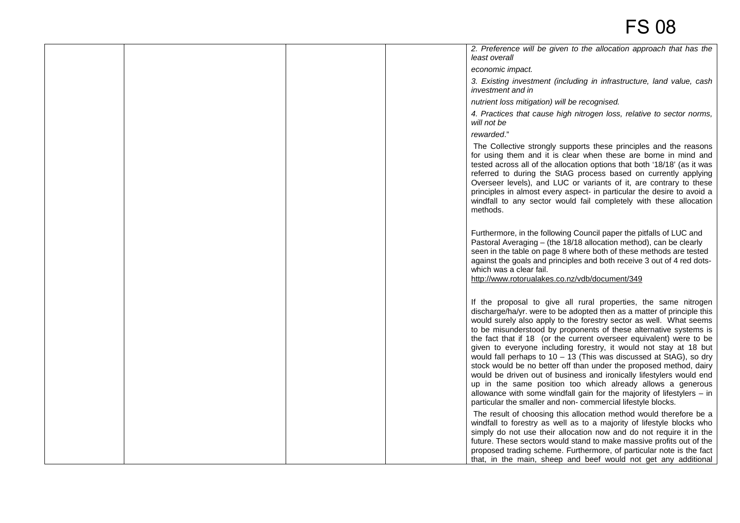| | | | | 2. Preference will be given to the allocation approach that has the least overall<br><br>economic impact.<br><br>3. Existing investment (including in infrastructure, land value, cash investment and in<br><br>nutrient loss mitigation) will be recognised.<br><br>4. Practices that cause high nitrogen loss, relative to sector norms, will not be<br><br>rewarded."<br><br>The Collective strongly supports these principles and the reasons for using them and it is clear when these are borne in mind and tested across all of the allocation options that both '18/18' (as it was referred to during the StAG process based on currently applying Overseer levels), and LUC or variants of it, are contrary to these principles in almost every aspect- in particular the desire to avoid a windfall to any sector would fail completely with these allocation methods.<br><br>Furthermore, in the following Council paper the pitfalls of LUC and Pastoral Averaging – (the 18/18 allocation method), can be clearly seen in the table on page 8 where both of these methods are tested against the goals and principles and both receive 3 out of 4 red dots- which was a clear fail.<br>http://www.rotorualakes.co.nz/vdb/document/349<br><br>If the proposal to give all rural properties, the same nitrogen discharge/ha/yr. were to be adopted then as a matter of principle this would surely also apply to the forestry sector as well. What seems to be misunderstood by proponents of these alternative systems is the fact that if 18 (or the current overseer equivalent) were to be given to everyone including forestry, it would not stay at 18 but would fall perhaps to 10 – 13 (This was discussed at StAG), so dry stock would be no better off than under the proposed method, dairy would be driven out of business and ironically lifestylers would end up in the same position too which already allows a generous allowance with some windfall gain for the majority of lifestylers – in particular the smaller and non- commercial lifestyle blocks.<br><br>The result of choosing this allocation method would therefore be a windfall to forestry as well as to a majority of lifestyle blocks who simply do not use their allocation now and do not require it in the future. These sectors would stand to make massive profits out of the proposed trading scheme. Furthermore, of particular note is the fact that, in the main, sheep and beef would not get any additional |
|---|---|---|---|---|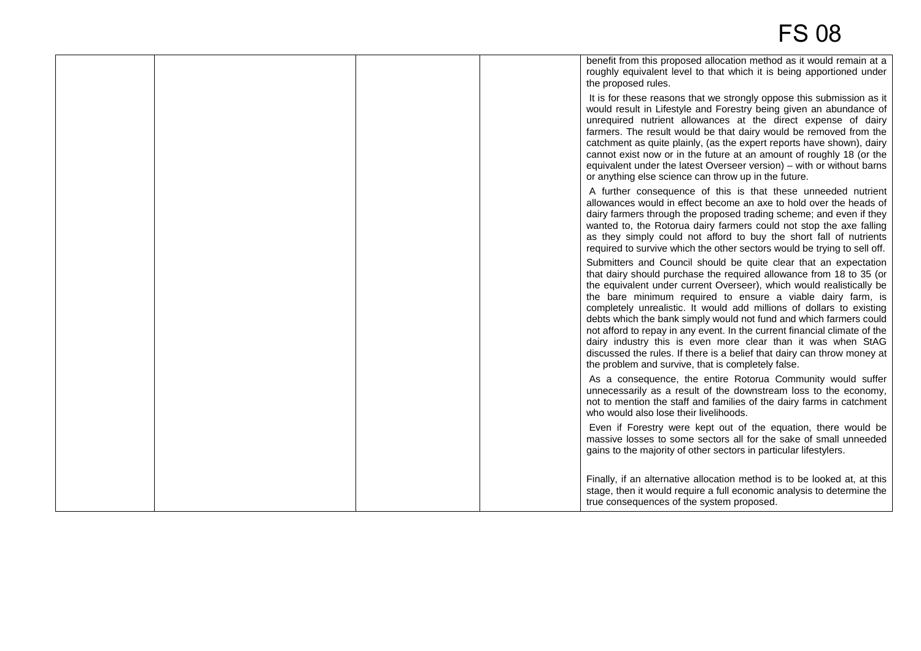| | | | | |
|---|---|---|---|---|
| | | | | benefit from this proposed allocation method as it would remain at a roughly equivalent level to that which it is being apportioned under the proposed rules.<br><br>It is for these reasons that we strongly oppose this submission as it would result in Lifestyle and Forestry being given an abundance of unrequired nutrient allowances at the direct expense of dairy farmers. The result would be that dairy would be removed from the catchment as quite plainly, (as the expert reports have shown), dairy cannot exist now or in the future at an amount of roughly 18 (or the equivalent under the latest Overseer version) – with or without barns or anything else science can throw up in the future.<br><br>A further consequence of this is that these unneeded nutrient allowances would in effect become an axe to hold over the heads of dairy farmers through the proposed trading scheme; and even if they wanted to, the Rotorua dairy farmers could not stop the axe falling as they simply could not afford to buy the short fall of nutrients required to survive which the other sectors would be trying to sell off.<br><br>Submitters and Council should be quite clear that an expectation that dairy should purchase the required allowance from 18 to 35 (or the equivalent under current Overseer), which would realistically be the bare minimum required to ensure a viable dairy farm, is completely unrealistic. It would add millions of dollars to existing debts which the bank simply would not fund and which farmers could not afford to repay in any event. In the current financial climate of the dairy industry this is even more clear than it was when StAG discussed the rules. If there is a belief that dairy can throw money at the problem and survive, that is completely false.<br><br>As a consequence, the entire Rotorua Community would suffer unnecessarily as a result of the downstream loss to the economy, not to mention the staff and families of the dairy farms in catchment who would also lose their livelihoods.<br><br>Even if Forestry were kept out of the equation, there would be massive losses to some sectors all for the sake of small unneeded gains to the majority of other sectors in particular lifestylers.<br><br>Finally, if an alternative allocation method is to be looked at, at this stage, then it would require a full economic analysis to determine the true consequences of the system proposed. |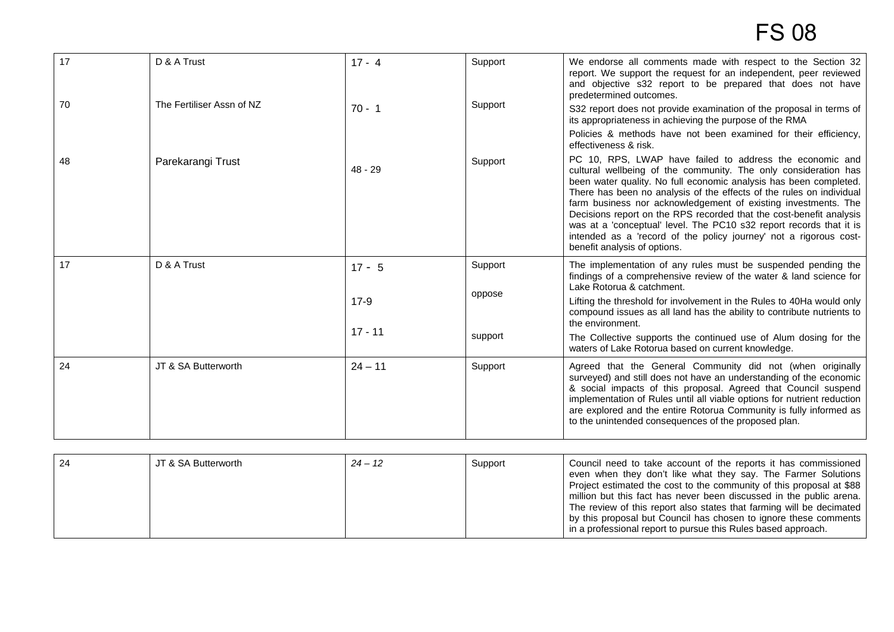# FS 08

| | | | | |
|---|---|---|---|---|
| 17 | D & A Trust | 17 - 4 | Support | We endorse all comments made with respect to the Section 32 report. We support the request for an independent, peer reviewed and objective s32 report to be prepared that does not have predetermined outcomes. |
| 70 | The Fertiliser Assn of NZ | 70 - 1 | Support | S32 report does not provide examination of the proposal in terms of its appropriateness in achieving the purpose of the RMA<br>Policies & methods have not been examined for their efficiency, effectiveness & risk. |
| 48 | Parekarangi Trust | 48 - 29 | Support | PC 10, RPS, LWAP have failed to address the economic and cultural wellbeing of the community. The only consideration has been water quality. No full economic analysis has been completed. There has been no analysis of the effects of the rules on individual farm business nor acknowledgement of existing investments. The Decisions report on the RPS recorded that the cost-benefit analysis was at a 'conceptual' level. The PC10 s32 report records that it is intended as a 'record of the policy journey' not a rigorous cost-benefit analysis of options. |
| 17 | D & A Trust | 17 - 5 | Support | The implementation of any rules must be suspended pending the findings of a comprehensive review of the water & land science for Lake Rotorua & catchment. |
| | | 17-9 | oppose | Lifting the threshold for involvement in the Rules to 40Ha would only compound issues as all land has the ability to contribute nutrients to the environment. |
| | | 17 - 11 | support | The Collective supports the continued use of Alum dosing for the waters of Lake Rotorua based on current knowledge. |
| 24 | JT & SA Butterworth | 24 – 11 | Support | Agreed that the General Community did not (when originally surveyed) and still does not have an understanding of the economic & social impacts of this proposal. Agreed that Council suspend implementation of Rules until all viable options for nutrient reduction are explored and the entire Rotorua Community is fully informed as to the unintended consequences of the proposed plan. |
| 24 | JT & SA Butterworth | *24 – 12* | Support | Council need to take account of the reports it has commissioned even when they don't like what they say. The Farmer Solutions Project estimated the cost to the community of this proposal at $88 million but this fact has never been discussed in the public arena. The review of this report also states that farming will be decimated by this proposal but Council has chosen to ignore these comments in a professional report to pursue this Rules based approach. |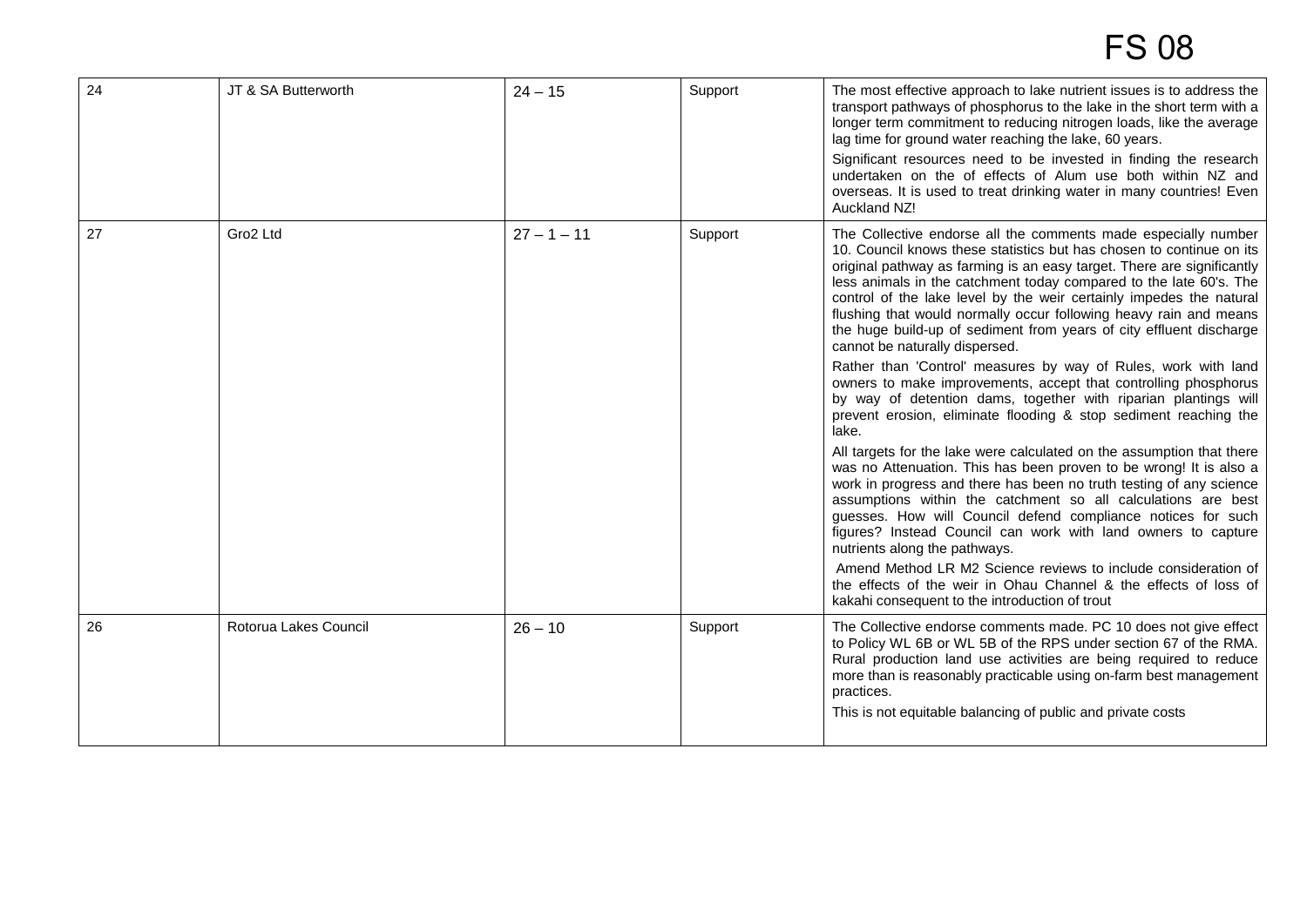# FS 08

| | | | | |
|---|---|---|---|---|
| 24 | JT & SA Butterworth | 24 – 15 | Support | The most effective approach to lake nutrient issues is to address the transport pathways of phosphorus to the lake in the short term with a longer term commitment to reducing nitrogen loads, like the average lag time for ground water reaching the lake, 60 years.<br><br>Significant resources need to be invested in finding the research undertaken on the of effects of Alum use both within NZ and overseas. It is used to treat drinking water in many countries! Even Auckland NZ! |
| 27 | Gro2 Ltd | 27 – 1 – 11 | Support | The Collective endorse all the comments made especially number 10. Council knows these statistics but has chosen to continue on its original pathway as farming is an easy target. There are significantly less animals in the catchment today compared to the late 60's. The control of the lake level by the weir certainly impedes the natural flushing that would normally occur following heavy rain and means the huge build-up of sediment from years of city effluent discharge cannot be naturally dispersed.<br><br>Rather than 'Control' measures by way of Rules, work with land owners to make improvements, accept that controlling phosphorus by way of detention dams, together with riparian plantings will prevent erosion, eliminate flooding & stop sediment reaching the lake.<br><br>All targets for the lake were calculated on the assumption that there was no Attenuation. This has been proven to be wrong! It is also a work in progress and there has been no truth testing of any science assumptions within the catchment so all calculations are best guesses. How will Council defend compliance notices for such figures? Instead Council can work with land owners to capture nutrients along the pathways.<br><br>Amend Method LR M2 Science reviews to include consideration of the effects of the weir in Ohau Channel & the effects of loss of kakahi consequent to the introduction of trout |
| 26 | Rotorua Lakes Council | 26 – 10 | Support | The Collective endorse comments made. PC 10 does not give effect to Policy WL 6B or WL 5B of the RPS under section 67 of the RMA. Rural production land use activities are being required to reduce more than is reasonably practicable using on-farm best management practices.<br><br>This is not equitable balancing of public and private costs |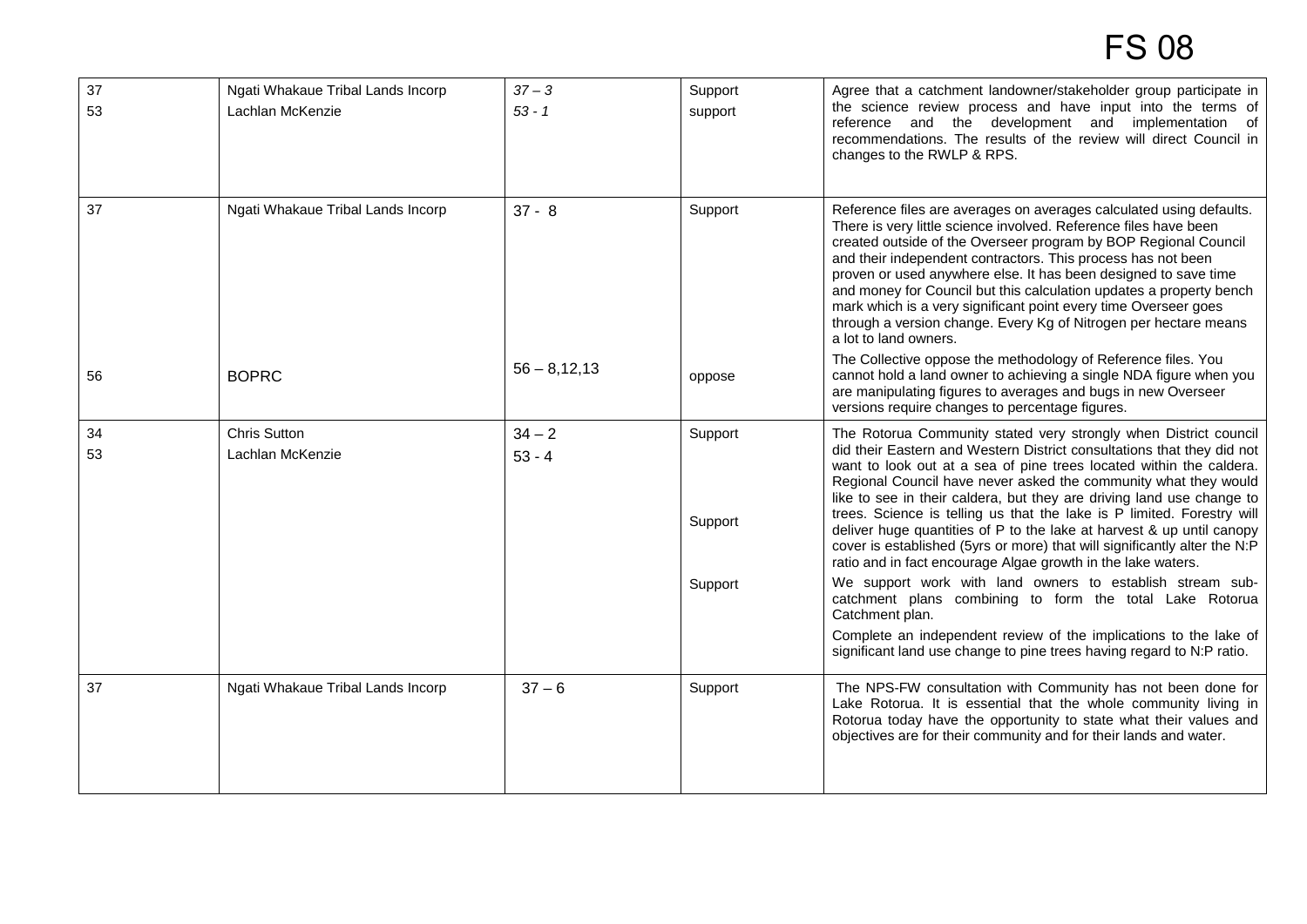# FS 08

| | | | | |
|---|---|---|---|---|
| 37<br>53 | Ngati Whakaue Tribal Lands Incorp<br>Lachlan McKenzie | *37 – 3*<br>*53 - 1* | Support<br>support | Agree that a catchment landowner/stakeholder group participate in the science review process and have input into the terms of reference and the development and implementation of recommendations. The results of the review will direct Council in changes to the RWLP & RPS. |
| 37<br><br>56 | Ngati Whakaue Tribal Lands Incorp<br><br>BOPRC | 37 - 8<br><br>56 – 8,12,13 | Support<br><br>oppose | Reference files are averages on averages calculated using defaults. There is very little science involved. Reference files have been created outside of the Overseer program by BOP Regional Council and their independent contractors. This process has not been proven or used anywhere else. It has been designed to save time and money for Council but this calculation updates a property bench mark which is a very significant point every time Overseer goes through a version change. Every Kg of Nitrogen per hectare means a lot to land owners.<br>The Collective oppose the methodology of Reference files. You cannot hold a land owner to achieving a single NDA figure when you are manipulating figures to averages and bugs in new Overseer versions require changes to percentage figures. |
| 34<br>53 | Chris Sutton<br>Lachlan McKenzie | 34 – 2<br>53 - 4 | Support<br><br>Support<br><br>Support | The Rotorua Community stated very strongly when District council did their Eastern and Western District consultations that they did not want to look out at a sea of pine trees located within the caldera. Regional Council have never asked the community what they would like to see in their caldera, but they are driving land use change to trees. Science is telling us that the lake is P limited. Forestry will deliver huge quantities of P to the lake at harvest & up until canopy cover is established (5yrs or more) that will significantly alter the N:P ratio and in fact encourage Algae growth in the lake waters.<br>We support work with land owners to establish stream sub-catchment plans combining to form the total Lake Rotorua Catchment plan.<br>Complete an independent review of the implications to the lake of significant land use change to pine trees having regard to N:P ratio. |
| 37 | Ngati Whakaue Tribal Lands Incorp | 37 – 6 | Support | The NPS-FW consultation with Community has not been done for Lake Rotorua. It is essential that the whole community living in Rotorua today have the opportunity to state what their values and objectives are for their community and for their lands and water. |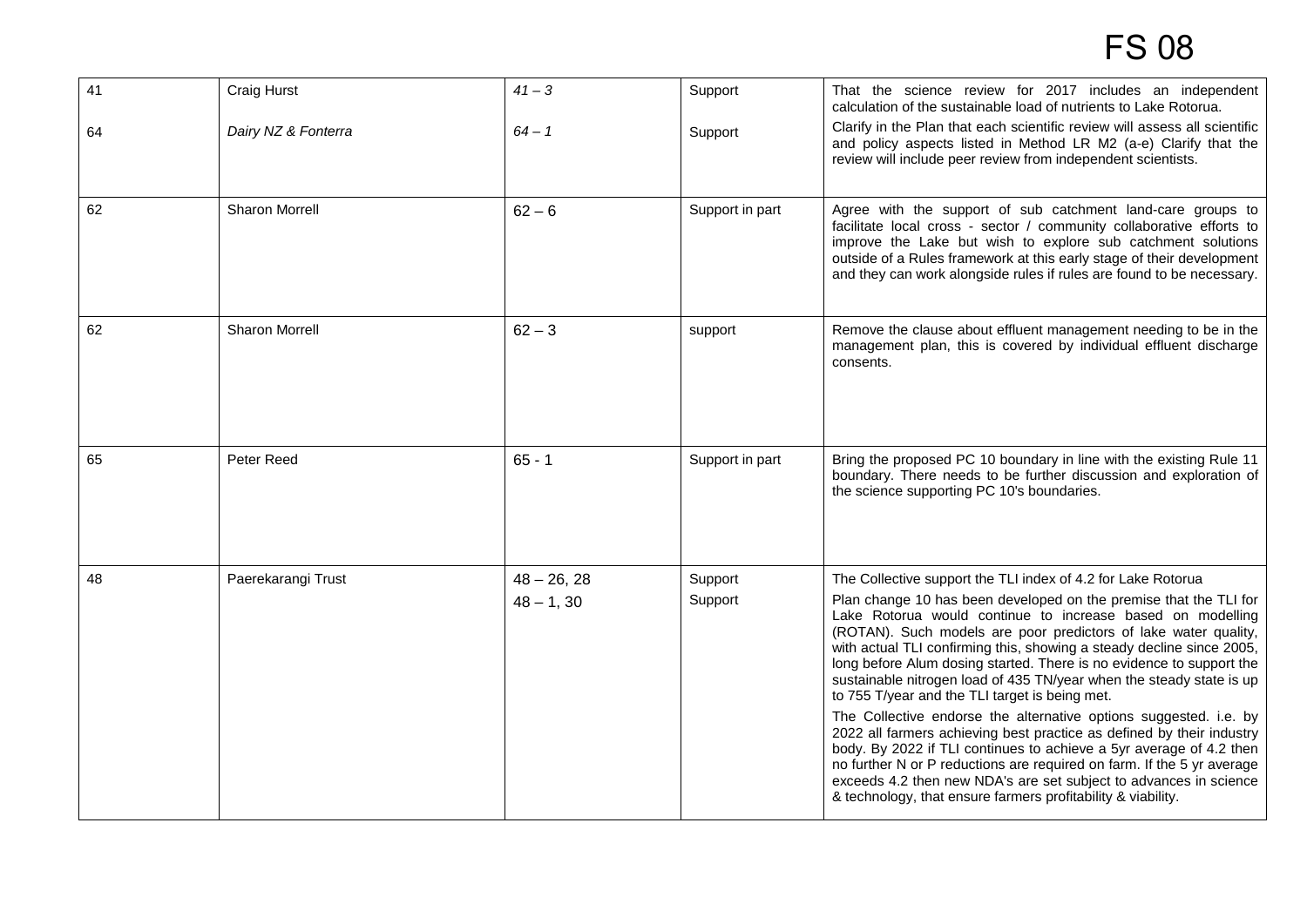# FS 08

| | | | | |
|---|---|---|---|---|
| 41 | Craig Hurst | *41 – 3* | Support | That the science review for 2017 includes an independent calculation of the sustainable load of nutrients to Lake Rotorua. |
| 64 | *Dairy NZ & Fonterra* | *64 – 1* | Support | Clarify in the Plan that each scientific review will assess all scientific and policy aspects listed in Method LR M2 (a-e) Clarify that the review will include peer review from independent scientists. |
| 62 | Sharon Morrell | 62 – 6 | Support in part | Agree with the support of sub catchment land-care groups to facilitate local cross - sector / community collaborative efforts to improve the Lake but wish to explore sub catchment solutions outside of a Rules framework at this early stage of their development and they can work alongside rules if rules are found to be necessary. |
| 62 | Sharon Morrell | 62 – 3 | support | Remove the clause about effluent management needing to be in the management plan, this is covered by individual effluent discharge consents. |
| 65 | Peter Reed | 65 - 1 | Support in part | Bring the proposed PC 10 boundary in line with the existing Rule 11 boundary. There needs to be further discussion and exploration of the science supporting PC 10's boundaries. |
| 48 | Paerekarangi Trust | 48 – 26, 28 | Support | The Collective support the TLI index of 4.2 for Lake Rotorua |
| | | 48 – 1, 30 | Support | Plan change 10 has been developed on the premise that the TLI for Lake Rotorua would continue to increase based on modelling (ROTAN). Such models are poor predictors of lake water quality, with actual TLI confirming this, showing a steady decline since 2005, long before Alum dosing started. There is no evidence to support the sustainable nitrogen load of 435 TN/year when the steady state is up to 755 T/year and the TLI target is being met. The Collective endorse the alternative options suggested. i.e. by 2022 all farmers achieving best practice as defined by their industry body. By 2022 if TLI continues to achieve a 5yr average of 4.2 then no further N or P reductions are required on farm. If the 5 yr average exceeds 4.2 then new NDA's are set subject to advances in science & technology, that ensure farmers profitability & viability. |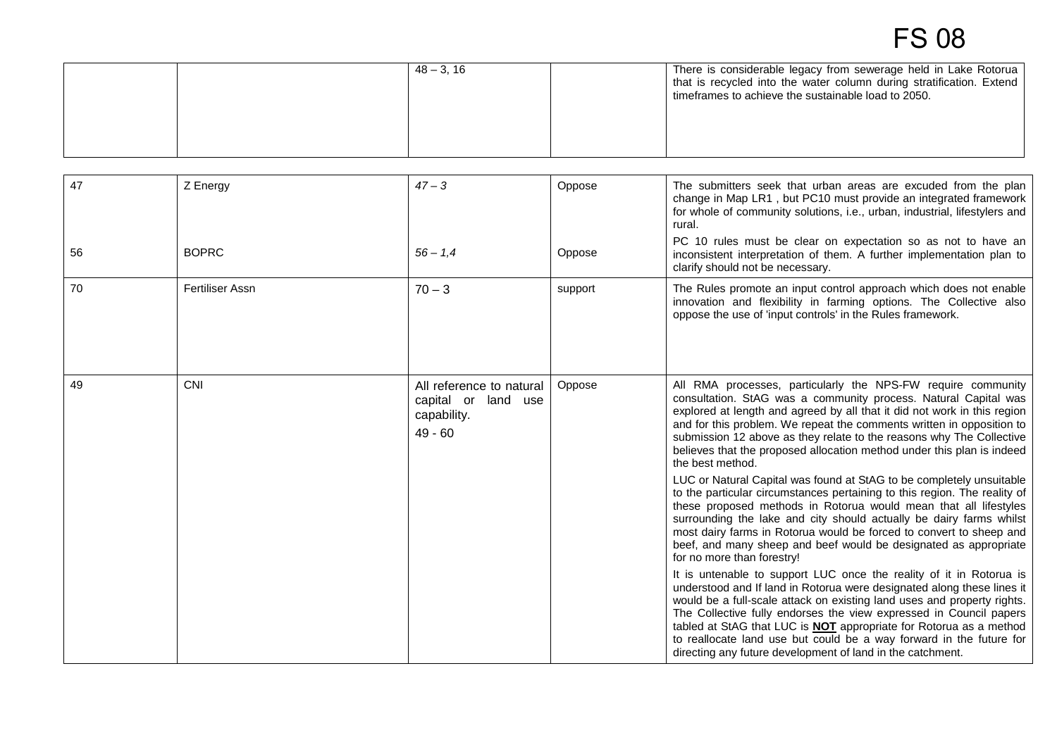# FS 08

| | | | | |
|---|---|---|---|---|
| | | 48 – 3, 16 | | There is considerable legacy from sewerage held in Lake Rotorua that is recycled into the water column during stratification. Extend timeframes to achieve the sustainable load to 2050. |

| | | | | |
|---|---|---|---|---|
| 47 | Z Energy | *47 – 3* | Oppose | The submitters seek that urban areas are excuded from the plan change in Map LR1 , but PC10 must provide an integrated framework for whole of community solutions, i.e., urban, industrial, lifestylers and rural. |
| 56 | BOPRC | *56 – 1,4* | Oppose | PC 10 rules must be clear on expectation so as not to have an inconsistent interpretation of them. A further implementation plan to clarify should not be necessary. |
| 70 | Fertiliser Assn | 70 – 3 | support | The Rules promote an input control approach which does not enable innovation and flexibility in farming options. The Collective also oppose the use of 'input controls' in the Rules framework. |
| 49 | CNI | All reference to natural capital or land use capability.<br><br>49 - 60 | Oppose | All RMA processes, particularly the NPS-FW require community consultation. StAG was a community process. Natural Capital was explored at length and agreed by all that it did not work in this region and for this problem. We repeat the comments written in opposition to submission 12 above as they relate to the reasons why The Collective believes that the proposed allocation method under this plan is indeed the best method.<br><br>LUC or Natural Capital was found at StAG to be completely unsuitable to the particular circumstances pertaining to this region. The reality of these proposed methods in Rotorua would mean that all lifestyles surrounding the lake and city should actually be dairy farms whilst most dairy farms in Rotorua would be forced to convert to sheep and beef, and many sheep and beef would be designated as appropriate for no more than forestry!<br><br>It is untenable to support LUC once the reality of it in Rotorua is understood and If land in Rotorua were designated along these lines it would be a full-scale attack on existing land uses and property rights. The Collective fully endorses the view expressed in Council papers tabled at StAG that LUC is **NOT** appropriate for Rotorua as a method to reallocate land use but could be a way forward in the future for directing any future development of land in the catchment. |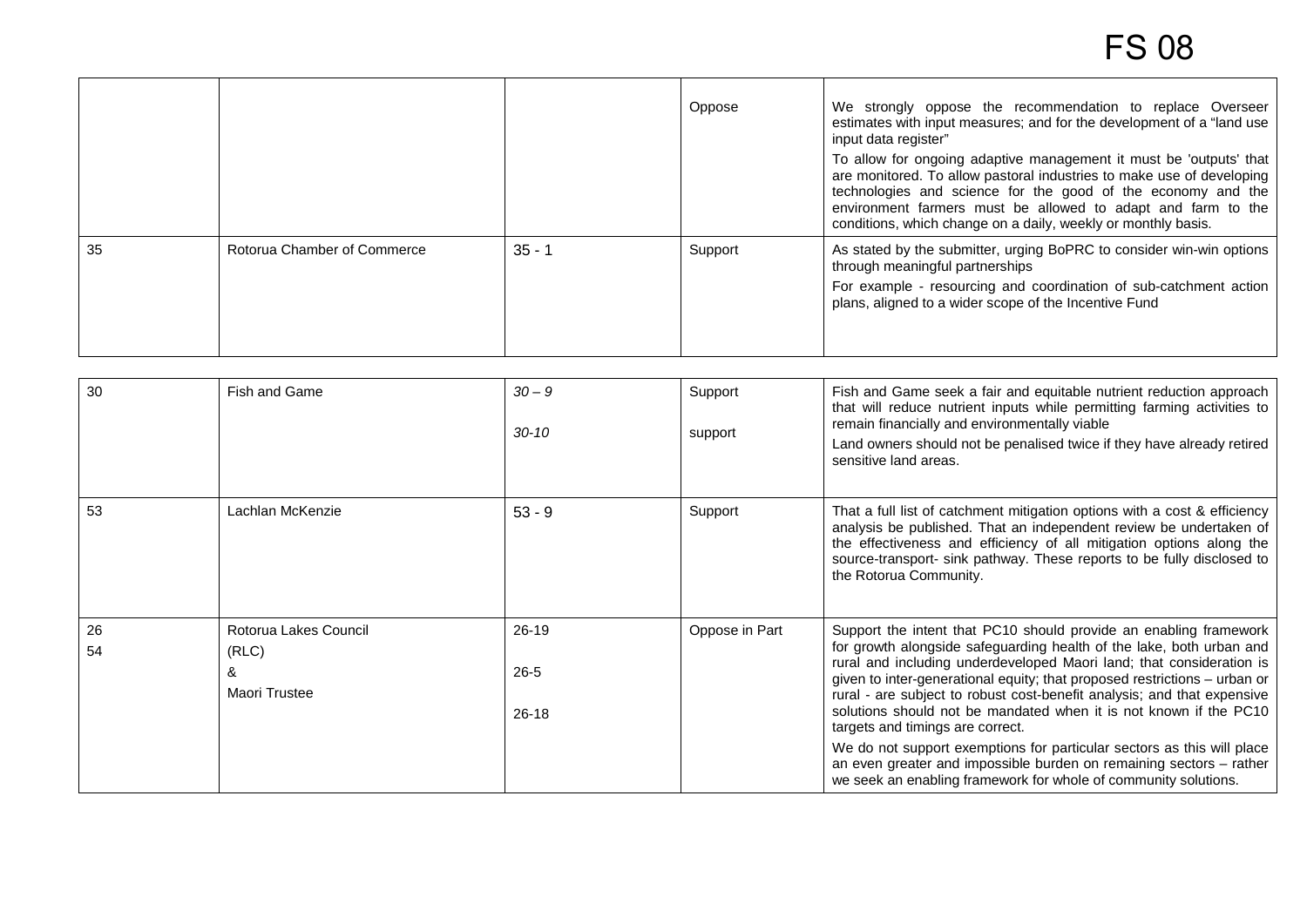# FS 08

| | | | | |
|---|---|---|---|---|
| | | | Oppose | We strongly oppose the recommendation to replace Overseer estimates with input measures; and for the development of a "land use input data register"<br><br>To allow for ongoing adaptive management it must be 'outputs' that are monitored. To allow pastoral industries to make use of developing technologies and science for the good of the economy and the environment farmers must be allowed to adapt and farm to the conditions, which change on a daily, weekly or monthly basis. |
| 35 | Rotorua Chamber of Commerce | 35 - 1 | Support | As stated by the submitter, urging BoPRC to consider win-win options through meaningful partnerships<br><br>For example - resourcing and coordination of sub-catchment action plans, aligned to a wider scope of the Incentive Fund |

| | | | | |
|---|---|---|---|---|
| 30 | Fish and Game | *30 – 9*<br><br>*30-10* | Support<br><br>support | Fish and Game seek a fair and equitable nutrient reduction approach that will reduce nutrient inputs while permitting farming activities to remain financially and environmentally viable<br><br>Land owners should not be penalised twice if they have already retired sensitive land areas. |
| 53 | Lachlan McKenzie | 53 - 9 | Support | That a full list of catchment mitigation options with a cost & efficiency analysis be published. That an independent review be undertaken of the effectiveness and efficiency of all mitigation options along the source-transport- sink pathway. These reports to be fully disclosed to the Rotorua Community. |
| 26<br>54 | Rotorua Lakes Council<br>(RLC)<br>&<br>Maori Trustee | 26-19<br><br>26-5<br><br>26-18 | Oppose in Part | Support the intent that PC10 should provide an enabling framework for growth alongside safeguarding health of the lake, both urban and rural and including underdeveloped Maori land; that consideration is given to inter-generational equity; that proposed restrictions – urban or rural - are subject to robust cost-benefit analysis; and that expensive solutions should not be mandated when it is not known if the PC10 targets and timings are correct.<br><br>We do not support exemptions for particular sectors as this will place an even greater and impossible burden on remaining sectors – rather we seek an enabling framework for whole of community solutions. |